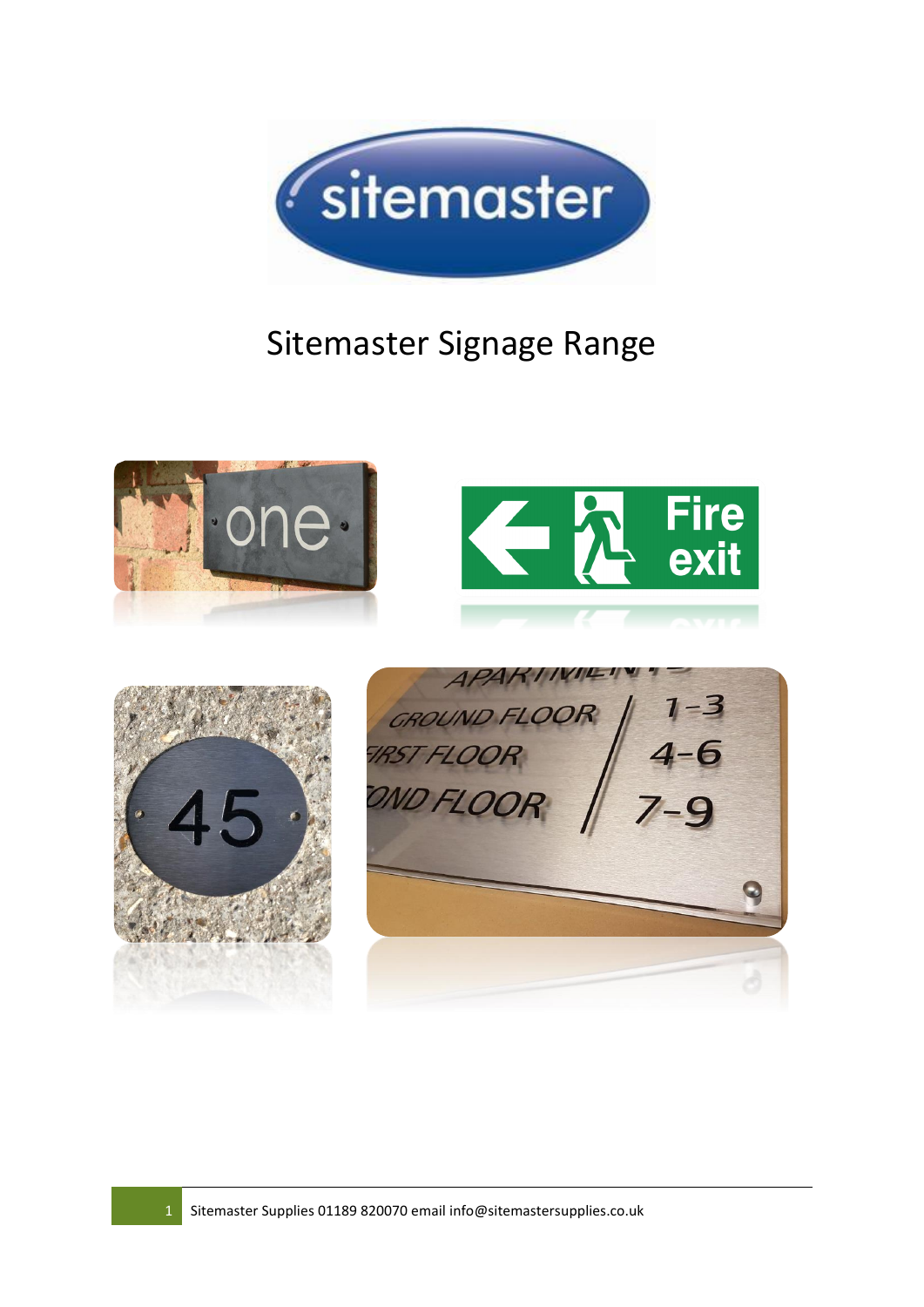# Sitemaster Signage Range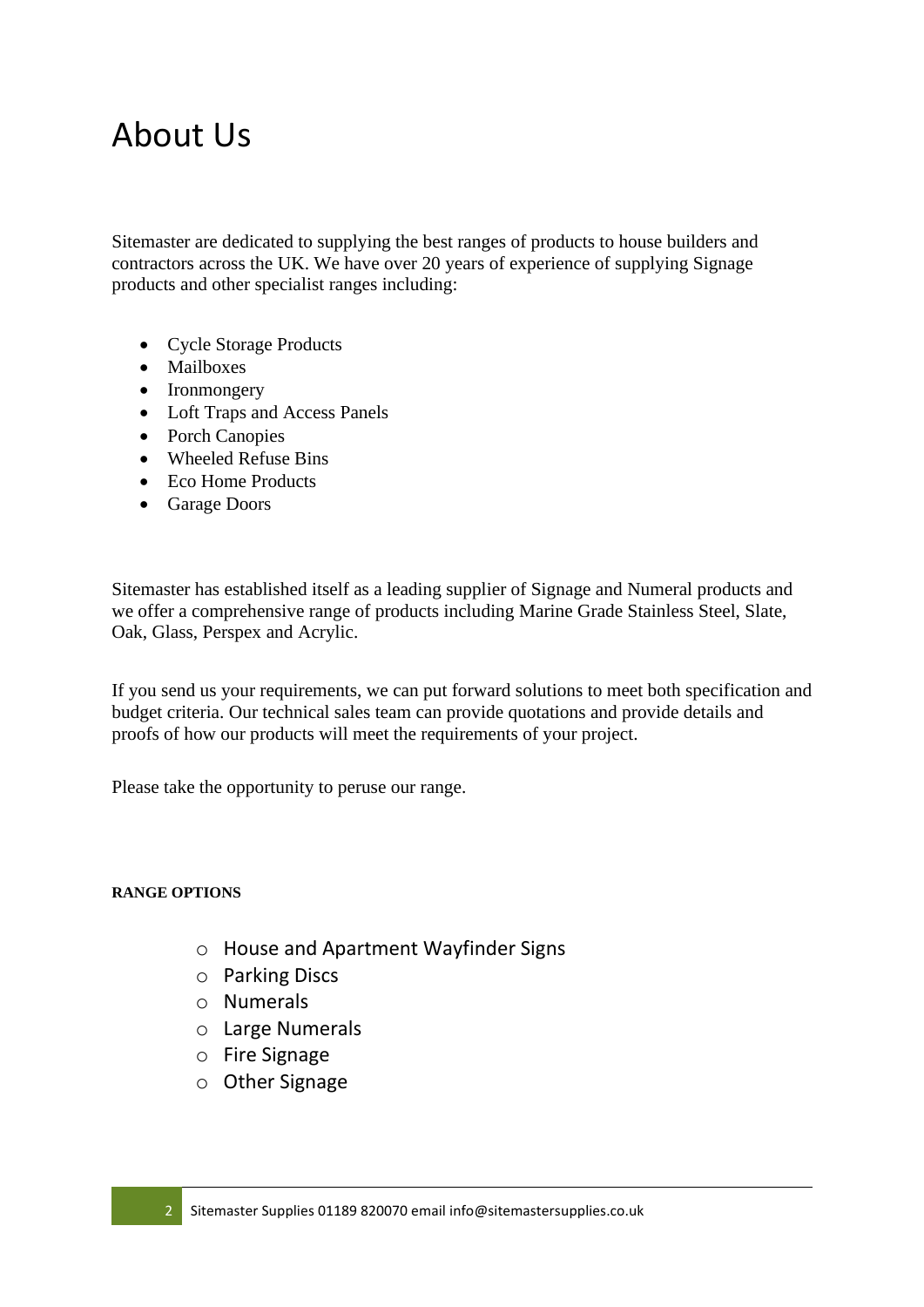# About Us

Sitemaster are dedicated to supplying the best ranges of products to house builders and contractors across the UK. We have over 20 years of experience of supplying Signage products and other specialist ranges including:

- Cycle Storage Products
- Mailboxes
- Ironmongery
- Loft Traps and Access Panels
- Porch Canopies
- Wheeled Refuse Bins
- Eco Home Products
- Garage Doors

Sitemaster has established itself as a leading supplier of Signage and Numeral products and we offer a comprehensive range of products including Marine Grade Stainless Steel, Slate, Oak, Glass, Perspex and Acrylic.

If you send us your requirements, we can put forward solutions to meet both specification and budget criteria. Our technical sales team can provide quotations and provide details and proofs of how our products will meet the requirements of your project.

Please take the opportunity to peruse our range.

**RANGE OPTIONS**

- House and Apartment Wayfinder Signs
- Parking Discs
- Numerals
- Large Numerals
- Fire Signage
- Other Signage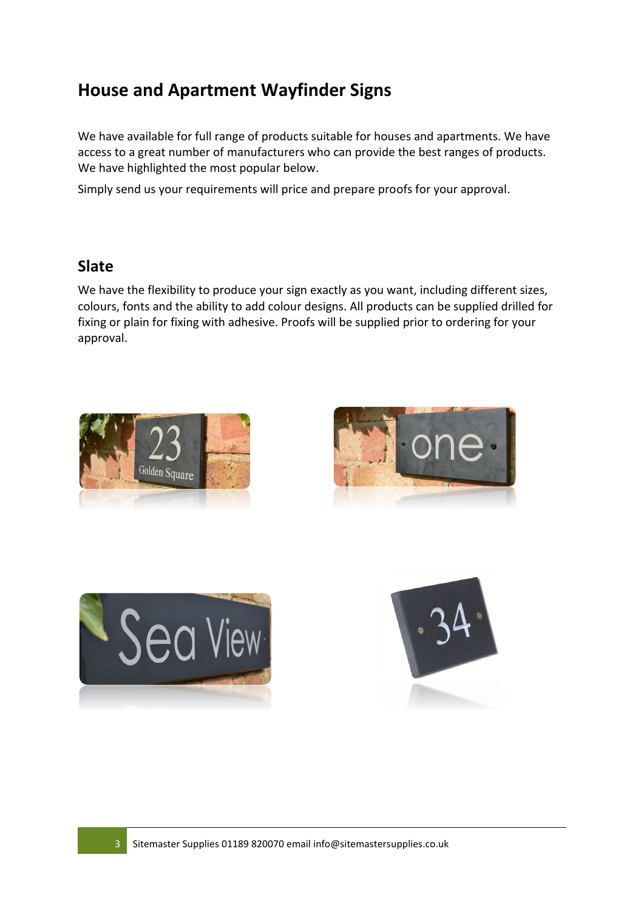## House and Apartment Wayfinder Signs

We have available for full range of products suitable for houses and apartments. We have access to a great number of manufacturers who can provide the best ranges of products. We have highlighted the most popular below.

Simply send us your requirements will price and prepare proofs for your approval.

## Slate

We have the flexibility to produce your sign exactly as you want, including different sizes, colours, fonts and the ability to add colour designs. All products can be supplied drilled for fixing or plain for fixing with adhesive. Proofs will be supplied prior to ordering for your approval.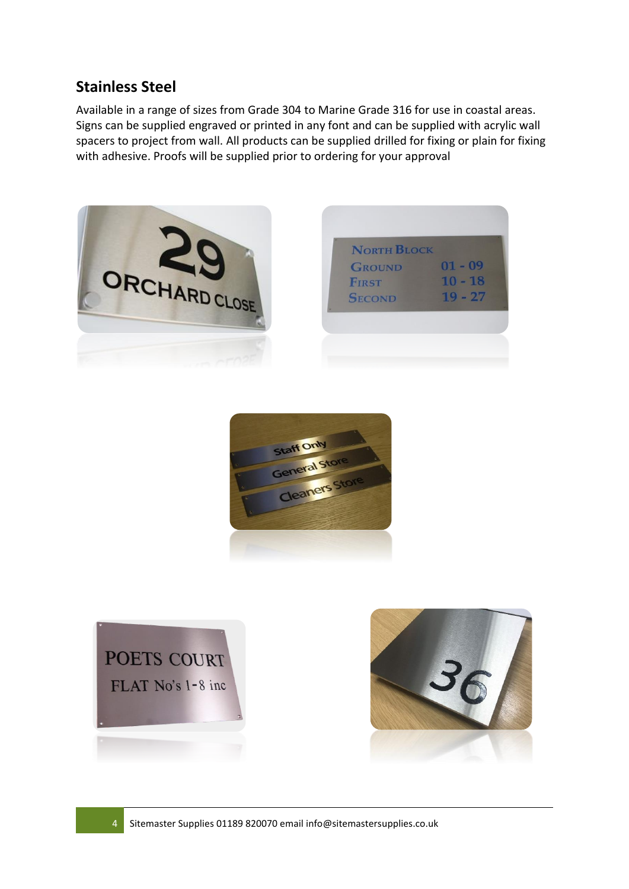## Stainless Steel

Available in a range of sizes from Grade 304 to Marine Grade 316 for use in coastal areas. Signs can be supplied engraved or printed in any font and can be supplied with acrylic wall spacers to project from wall. All products can be supplied drilled for fixing or plain for fixing with adhesive. Proofs will be supplied prior to ordering for your approval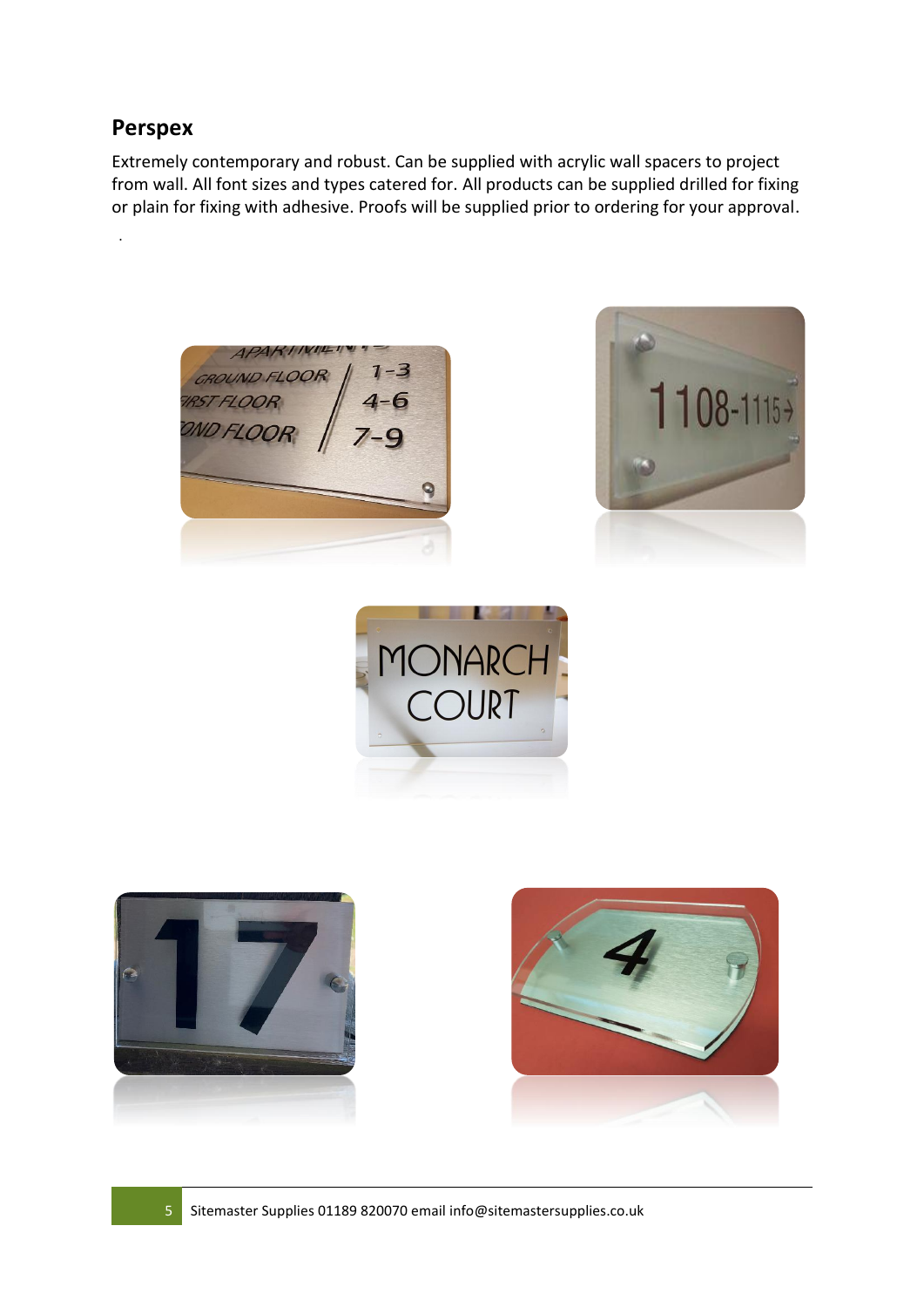## Perspex

Extremely contemporary and robust. Can be supplied with acrylic wall spacers to project from wall. All font sizes and types catered for. All products can be supplied drilled for fixing or plain for fixing with adhesive. Proofs will be supplied prior to ordering for your approval.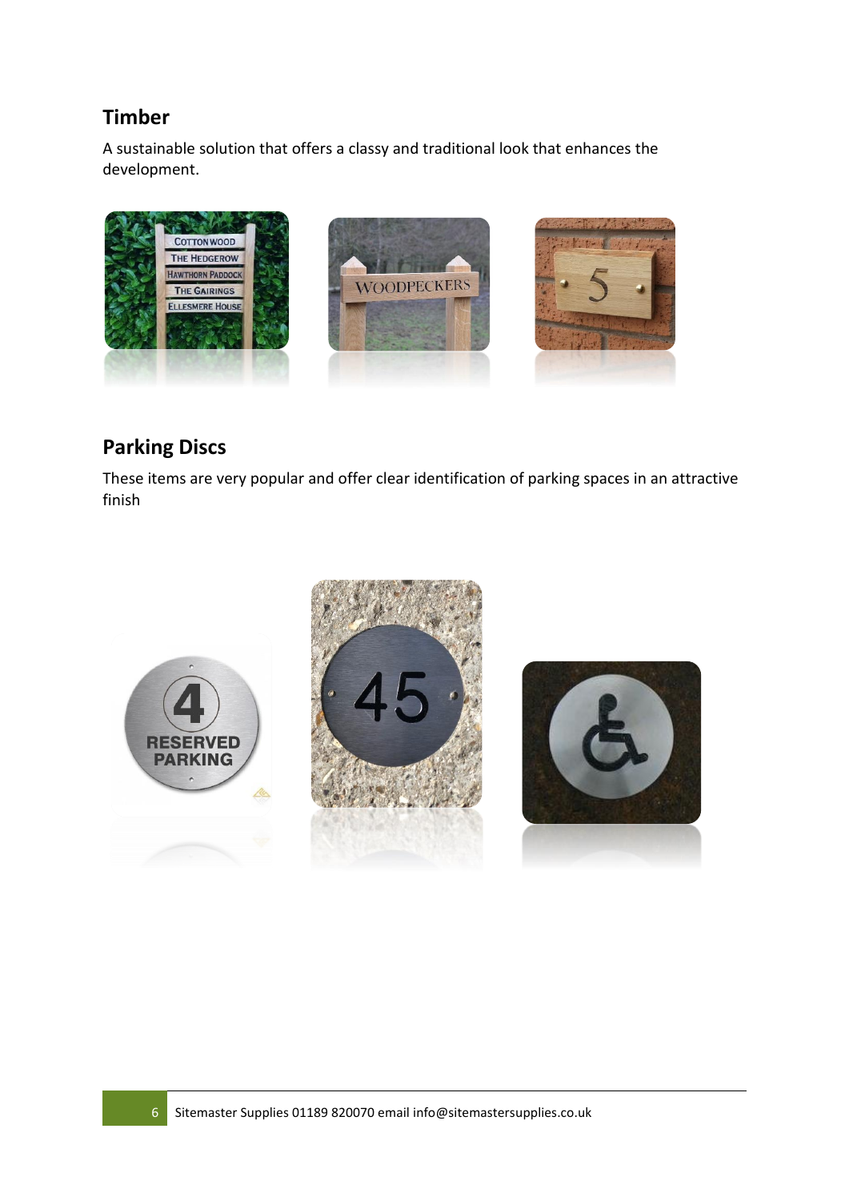## Timber

A sustainable solution that offers a classy and traditional look that enhances the development.

## Parking Discs

These items are very popular and offer clear identification of parking spaces in an attractive finish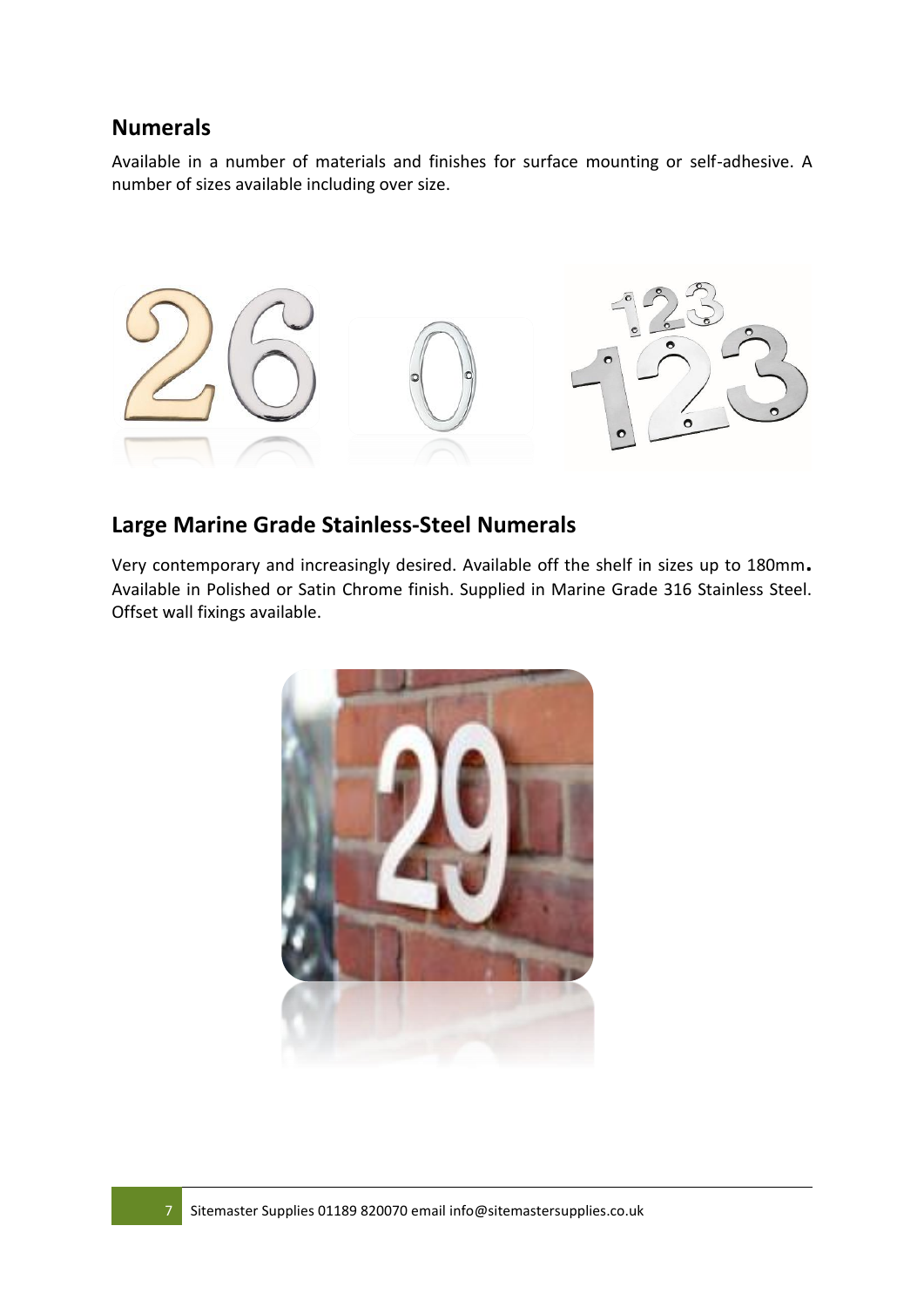## Numerals

Available in a number of materials and finishes for surface mounting or self-adhesive. A number of sizes available including over size.

## Large Marine Grade Stainless-Steel Numerals

Very contemporary and increasingly desired. Available off the shelf in sizes up to 180mm**.** Available in Polished or Satin Chrome finish. Supplied in Marine Grade 316 Stainless Steel. Offset wall fixings available.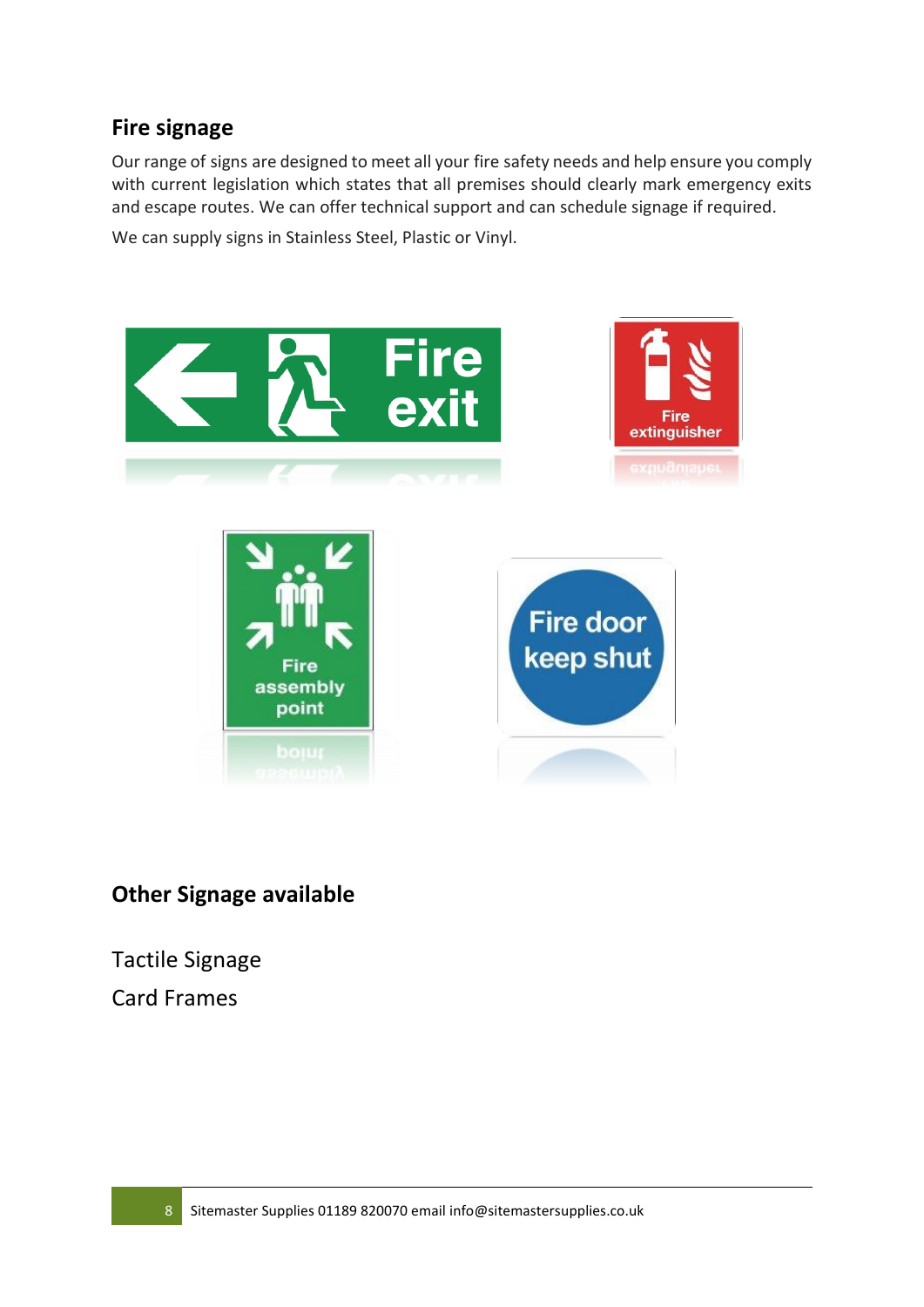## Fire signage

Our range of signs are designed to meet all your fire safety needs and help ensure you comply with current legislation which states that all premises should clearly mark emergency exits and escape routes. We can offer technical support and can schedule signage if required.

We can supply signs in Stainless Steel, Plastic or Vinyl.

## Other Signage available

Tactile Signage

Card Frames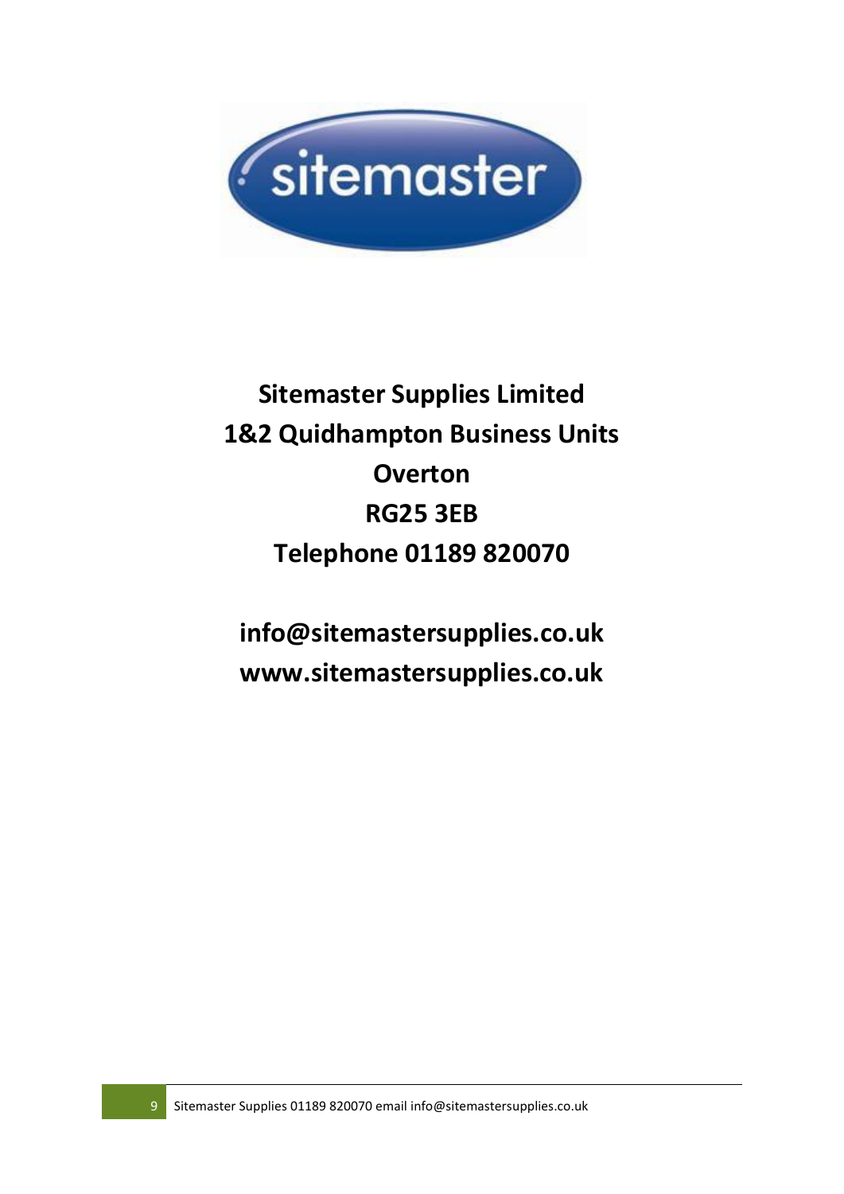**Sitemaster Supplies Limited**
**1&2 Quidhampton Business Units**
**Overton**
**RG25 3EB**
**Telephone 01189 820070**

**info@sitemastersupplies.co.uk**
**www.sitemastersupplies.co.uk**